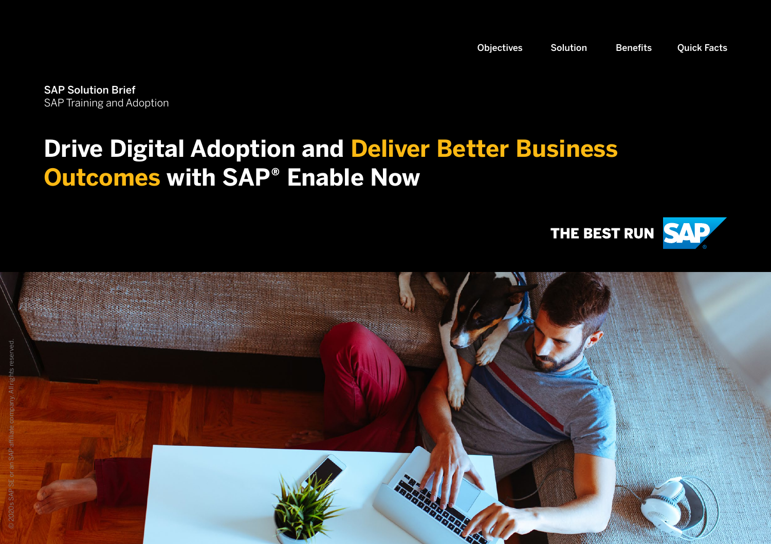Objectives | Solution | Benefits | Quick Facts

**SAP Solution Brief**
SAP Training and Adoption

# Drive Digital Adoption and Deliver Better Business Outcomes with SAP® Enable Now

THE BEST RUN SAP

© 2020 SAP SE or an SAP affiliate company. All rights reserved.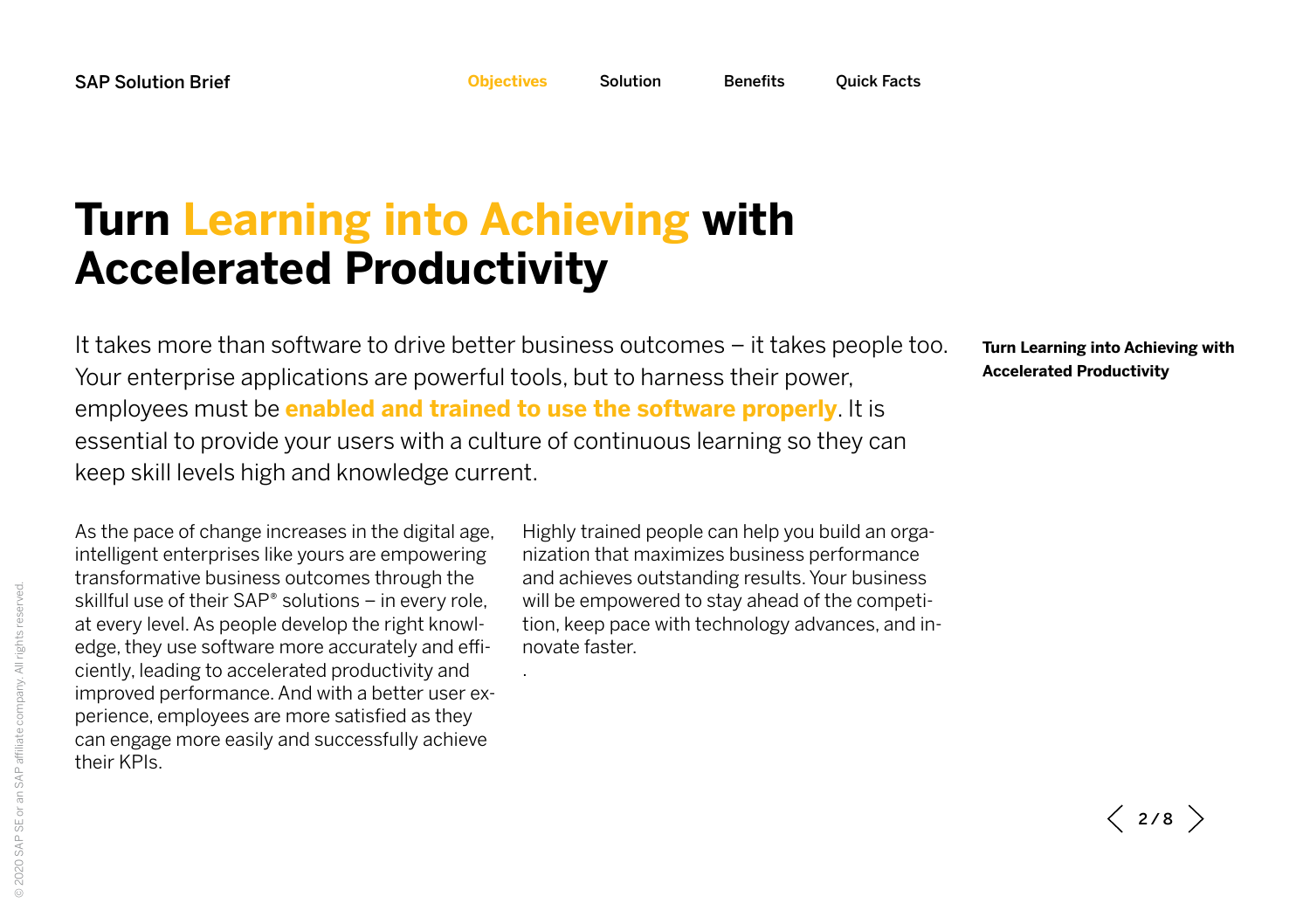# Turn Learning into Achieving with Accelerated Productivity

It takes more than software to drive better business outcomes – it takes people too. Your enterprise applications are powerful tools, but to harness their power, employees must be **enabled and trained to use the software properly**. It is essential to provide your users with a culture of continuous learning so they can keep skill levels high and knowledge current.

As the pace of change increases in the digital age, intelligent enterprises like yours are empowering transformative business outcomes through the skillful use of their SAP® solutions – in every role, at every level. As people develop the right knowledge, they use software more accurately and efficiently, leading to accelerated productivity and improved performance. And with a better user experience, employees are more satisfied as they can engage more easily and successfully achieve their KPIs.

Highly trained people can help you build an organization that maximizes business performance and achieves outstanding results. Your business will be empowered to stay ahead of the competition, keep pace with technology advances, and innovate faster.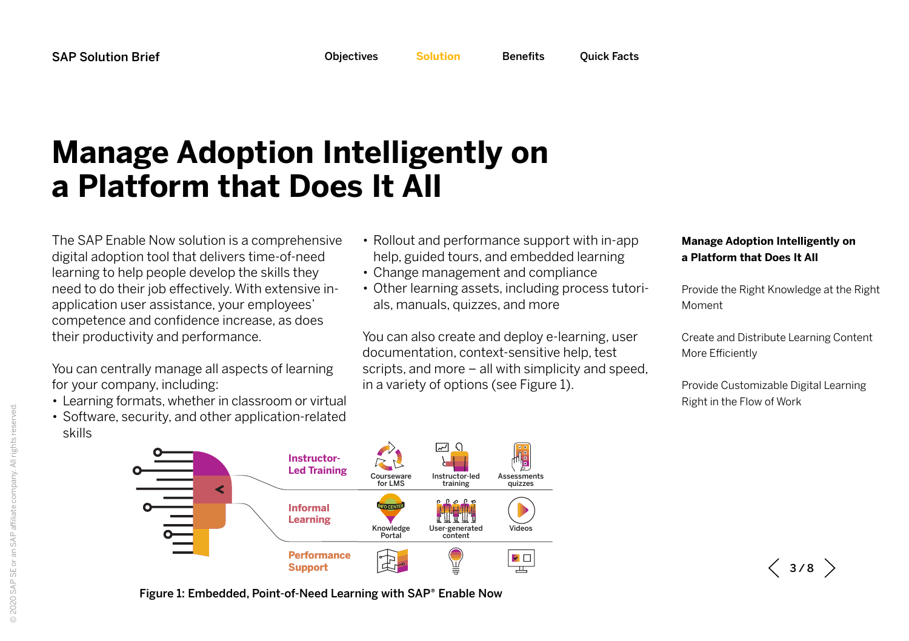# Manage Adoption Intelligently on a Platform that Does It All

The SAP Enable Now solution is a comprehensive digital adoption tool that delivers time-of-need learning to help people develop the skills they need to do their job effectively. With extensive in-application user assistance, your employees' competence and confidence increase, as does their productivity and performance.

You can centrally manage all aspects of learning for your company, including:

- Learning formats, whether in classroom or virtual
- Software, security, and other application-related skills
- Rollout and performance support with in-app help, guided tours, and embedded learning
- Change management and compliance
- Other learning assets, including process tutorials, manuals, quizzes, and more

You can also create and deploy e-learning, user documentation, context-sensitive help, test scripts, and more – all with simplicity and speed, in a variety of options (see Figure 1).

**Instructor-Led Training**: Courseware for LMS, Instructor-led training, Assessments quizzes

**Informal Learning**: Knowledge Portal, User-generated content, Videos

**Performance Support**

Figure 1: Embedded, Point-of-Need Learning with SAP® Enable Now

**Manage Adoption Intelligently on a Platform that Does It All**

Provide the Right Knowledge at the Right Moment

Create and Distribute Learning Content More Efficiently

Provide Customizable Digital Learning Right in the Flow of Work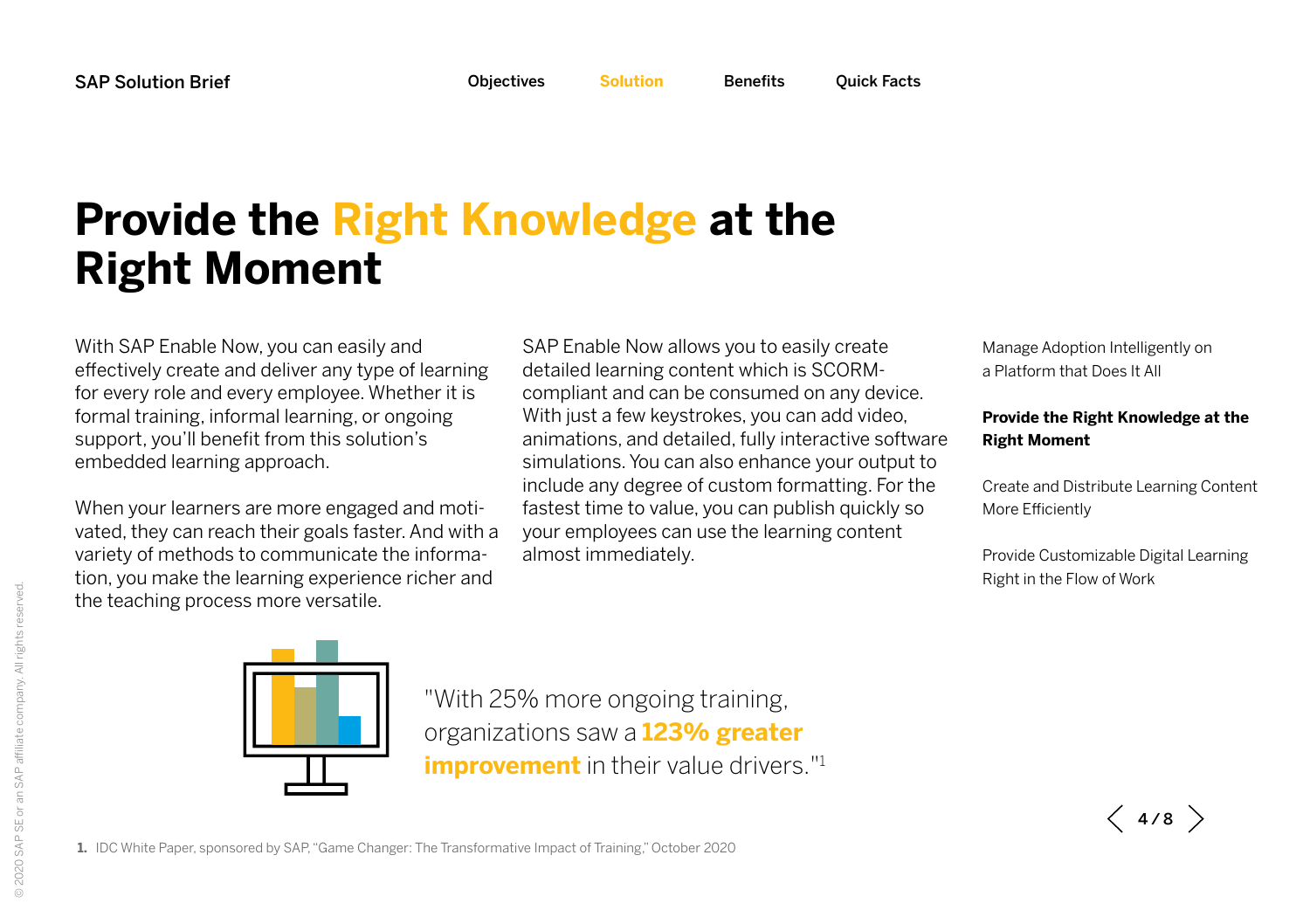# Provide the Right Knowledge at the Right Moment

With SAP Enable Now, you can easily and effectively create and deliver any type of learning for every role and every employee. Whether it is formal training, informal learning, or ongoing support, you'll benefit from this solution's embedded learning approach.

When your learners are more engaged and motivated, they can reach their goals faster. And with a variety of methods to communicate the information, you make the learning experience richer and the teaching process more versatile.

SAP Enable Now allows you to easily create detailed learning content which is SCORM-compliant and can be consumed on any device. With just a few keystrokes, you can add video, animations, and detailed, fully interactive software simulations. You can also enhance your output to include any degree of custom formatting. For the fastest time to value, you can publish quickly so your employees can use the learning content almost immediately.

Manage Adoption Intelligently on a Platform that Does It All

**Provide the Right Knowledge at the Right Moment**

Create and Distribute Learning Content More Efficiently

Provide Customizable Digital Learning Right in the Flow of Work

"With 25% more ongoing training, organizations saw a **123% greater improvement** in their value drivers."[1]

1. IDC White Paper, sponsored by SAP, "Game Changer: The Transformative Impact of Training," October 2020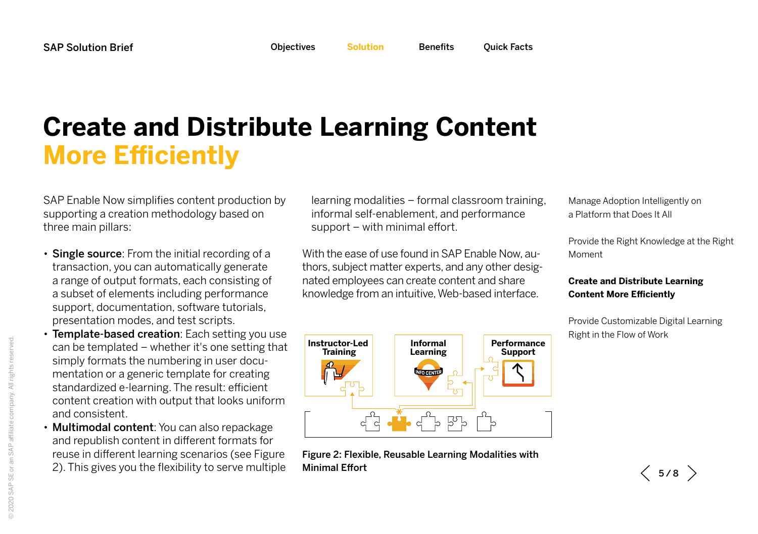# Create and Distribute Learning Content More Efficiently

SAP Enable Now simplifies content production by supporting a creation methodology based on three main pillars:

- **Single source**: From the initial recording of a transaction, you can automatically generate a range of output formats, each consisting of a subset of elements including performance support, documentation, software tutorials, presentation modes, and test scripts.
- **Template-based creation**: Each setting you use can be templated – whether it's one setting that simply formats the numbering in user documentation or a generic template for creating standardized e-learning. The result: efficient content creation with output that looks uniform and consistent.
- **Multimodal content**: You can also repackage and republish content in different formats for reuse in different learning scenarios (see Figure 2). This gives you the flexibility to serve multiple learning modalities – formal classroom training, informal self-enablement, and performance support – with minimal effort.

With the ease of use found in SAP Enable Now, authors, subject matter experts, and any other designated employees can create content and share knowledge from an intuitive, Web-based interface.

Instructor-Led Training | Informal Learning | Performance Support

**Figure 2: Flexible, Reusable Learning Modalities with Minimal Effort**

Manage Adoption Intelligently on a Platform that Does It All

Provide the Right Knowledge at the Right Moment

**Create and Distribute Learning Content More Efficiently**

Provide Customizable Digital Learning Right in the Flow of Work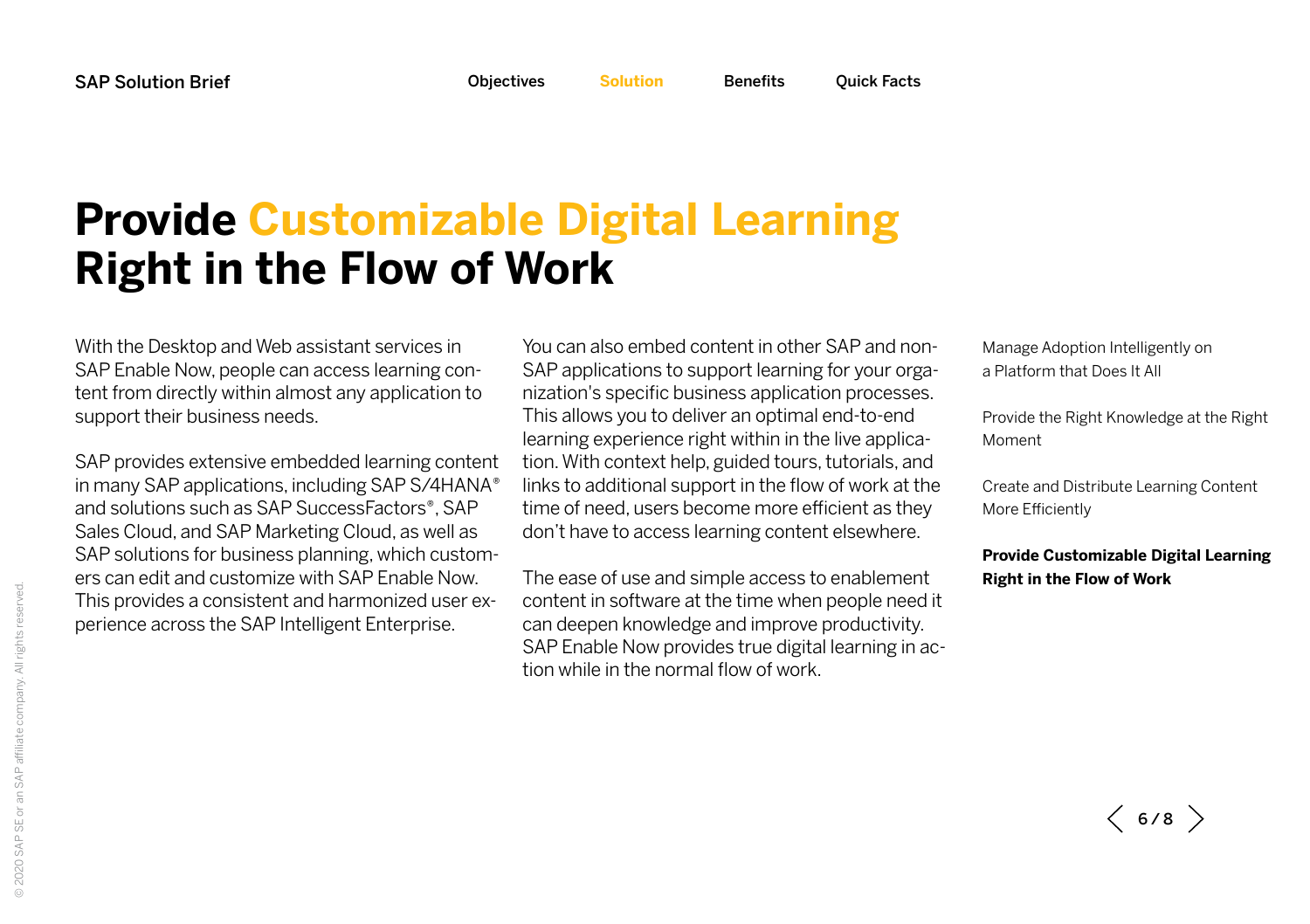# Provide Customizable Digital Learning Right in the Flow of Work

With the Desktop and Web assistant services in SAP Enable Now, people can access learning content from directly within almost any application to support their business needs.

SAP provides extensive embedded learning content in many SAP applications, including SAP S/4HANA® and solutions such as SAP SuccessFactors®, SAP Sales Cloud, and SAP Marketing Cloud, as well as SAP solutions for business planning, which customers can edit and customize with SAP Enable Now. This provides a consistent and harmonized user experience across the SAP Intelligent Enterprise.

You can also embed content in other SAP and non-SAP applications to support learning for your organization's specific business application processes. This allows you to deliver an optimal end-to-end learning experience right within in the live application. With context help, guided tours, tutorials, and links to additional support in the flow of work at the time of need, users become more efficient as they don't have to access learning content elsewhere.

The ease of use and simple access to enablement content in software at the time when people need it can deepen knowledge and improve productivity. SAP Enable Now provides true digital learning in action while in the normal flow of work.

Manage Adoption Intelligently on a Platform that Does It All

Provide the Right Knowledge at the Right Moment

Create and Distribute Learning Content More Efficiently

**Provide Customizable Digital Learning Right in the Flow of Work**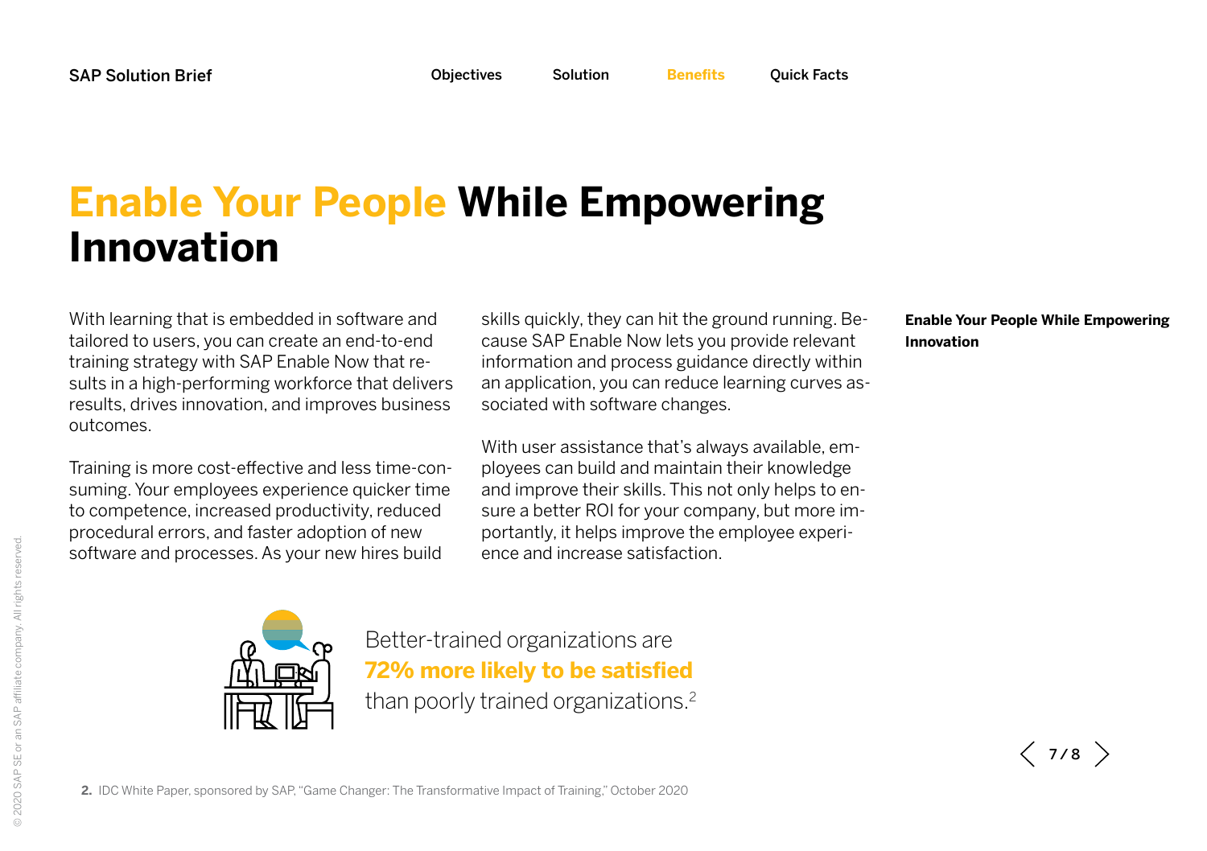# Enable Your People While Empowering Innovation

With learning that is embedded in software and tailored to users, you can create an end-to-end training strategy with SAP Enable Now that results in a high-performing workforce that delivers results, drives innovation, and improves business outcomes.

Training is more cost-effective and less time-consuming. Your employees experience quicker time to competence, increased productivity, reduced procedural errors, and faster adoption of new software and processes. As your new hires build skills quickly, they can hit the ground running. Because SAP Enable Now lets you provide relevant information and process guidance directly within an application, you can reduce learning curves associated with software changes.

With user assistance that's always available, employees can build and maintain their knowledge and improve their skills. This not only helps to ensure a better ROI for your company, but more importantly, it helps improve the employee experience and increase satisfaction.

Better-trained organizations are **72% more likely to be satisfied** than poorly trained organizations.[2]

**2.** IDC White Paper, sponsored by SAP, "Game Changer: The Transformative Impact of Training," October 2020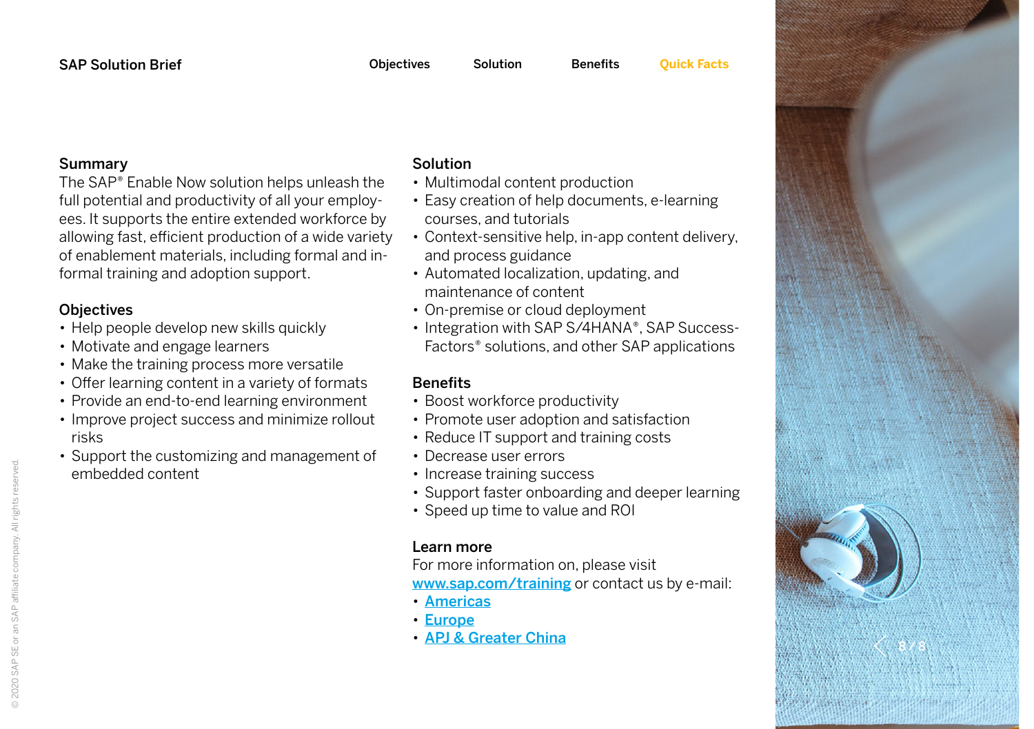## Summary

The SAP® Enable Now solution helps unleash the full potential and productivity of all your employees. It supports the entire extended workforce by allowing fast, efficient production of a wide variety of enablement materials, including formal and informal training and adoption support.

## Objectives

- Help people develop new skills quickly
- Motivate and engage learners
- Make the training process more versatile
- Offer learning content in a variety of formats
- Provide an end-to-end learning environment
- Improve project success and minimize rollout risks
- Support the customizing and management of embedded content

## Solution

- Multimodal content production
- Easy creation of help documents, e-learning courses, and tutorials
- Context-sensitive help, in-app content delivery, and process guidance
- Automated localization, updating, and maintenance of content
- On-premise or cloud deployment
- Integration with SAP S/4HANA®, SAP SuccessFactors® solutions, and other SAP applications

## Benefits

- Boost workforce productivity
- Promote user adoption and satisfaction
- Reduce IT support and training costs
- Decrease user errors
- Increase training success
- Support faster onboarding and deeper learning
- Speed up time to value and ROI

## Learn more

For more information on, please visit [www.sap.com/training](www.sap.com/training) or contact us by e-mail:

- Americas
- Europe
- APJ & Greater China

© 2020 SAP SE or an SAP affiliate company. All rights reserved.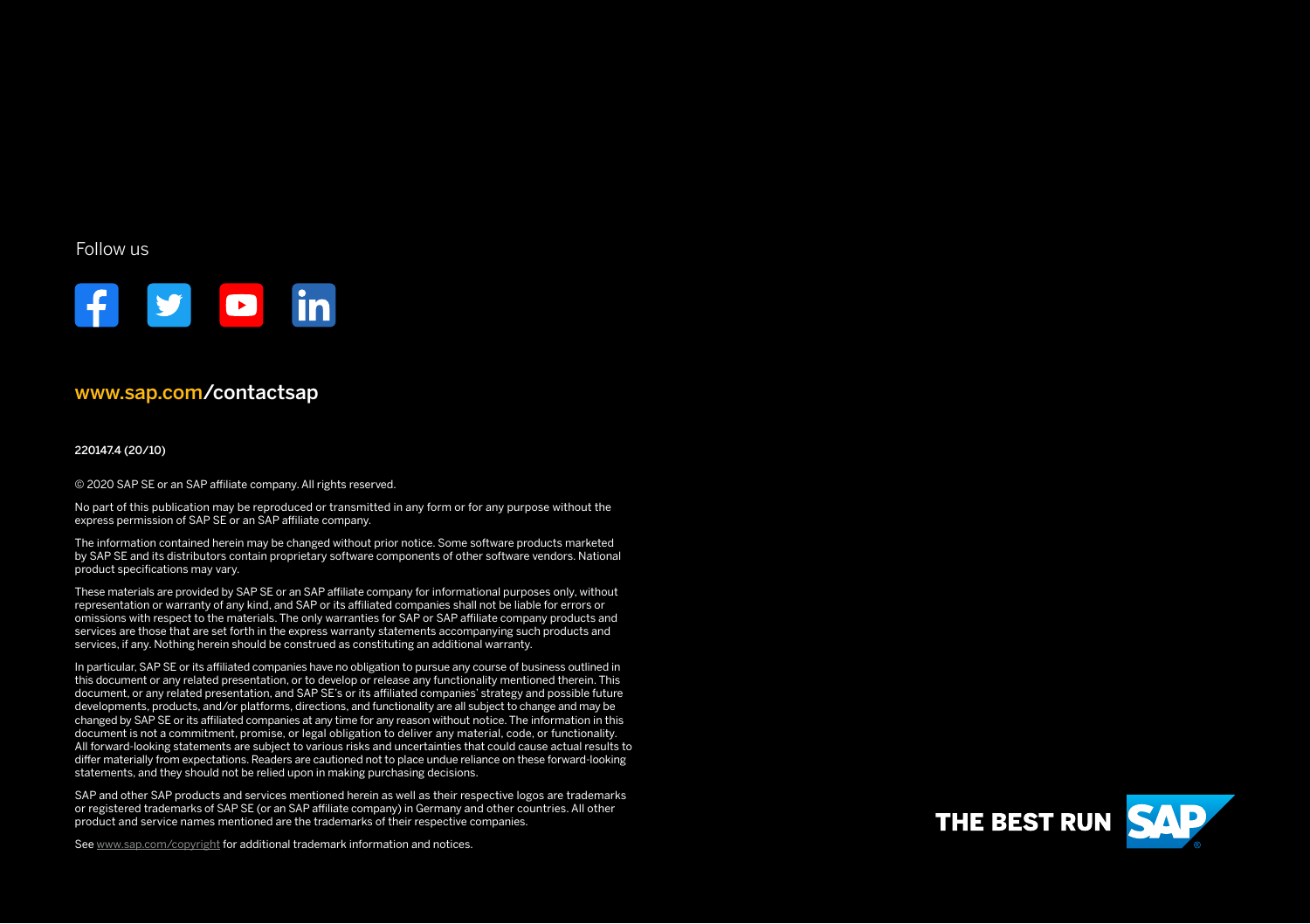Follow us

**www.sap.com/contactsap**

**220147.4 (20/10)**

© 2020 SAP SE or an SAP affiliate company. All rights reserved.

No part of this publication may be reproduced or transmitted in any form or for any purpose without the express permission of SAP SE or an SAP affiliate company.

The information contained herein may be changed without prior notice. Some software products marketed by SAP SE and its distributors contain proprietary software components of other software vendors. National product specifications may vary.

These materials are provided by SAP SE or an SAP affiliate company for informational purposes only, without representation or warranty of any kind, and SAP or its affiliated companies shall not be liable for errors or omissions with respect to the materials. The only warranties for SAP or SAP affiliate company products and services are those that are set forth in the express warranty statements accompanying such products and services, if any. Nothing herein should be construed as constituting an additional warranty.

In particular, SAP SE or its affiliated companies have no obligation to pursue any course of business outlined in this document or any related presentation, or to develop or release any functionality mentioned therein. This document, or any related presentation, and SAP SE's or its affiliated companies' strategy and possible future developments, products, and/or platforms, directions, and functionality are all subject to change and may be changed by SAP SE or its affiliated companies at any time for any reason without notice. The information in this document is not a commitment, promise, or legal obligation to deliver any material, code, or functionality. All forward-looking statements are subject to various risks and uncertainties that could cause actual results to differ materially from expectations. Readers are cautioned not to place undue reliance on these forward-looking statements, and they should not be relied upon in making purchasing decisions.

SAP and other SAP products and services mentioned herein as well as their respective logos are trademarks or registered trademarks of SAP SE (or an SAP affiliate company) in Germany and other countries. All other product and service names mentioned are the trademarks of their respective companies.

See www.sap.com/copyright for additional trademark information and notices.

THE BEST RUN SAP